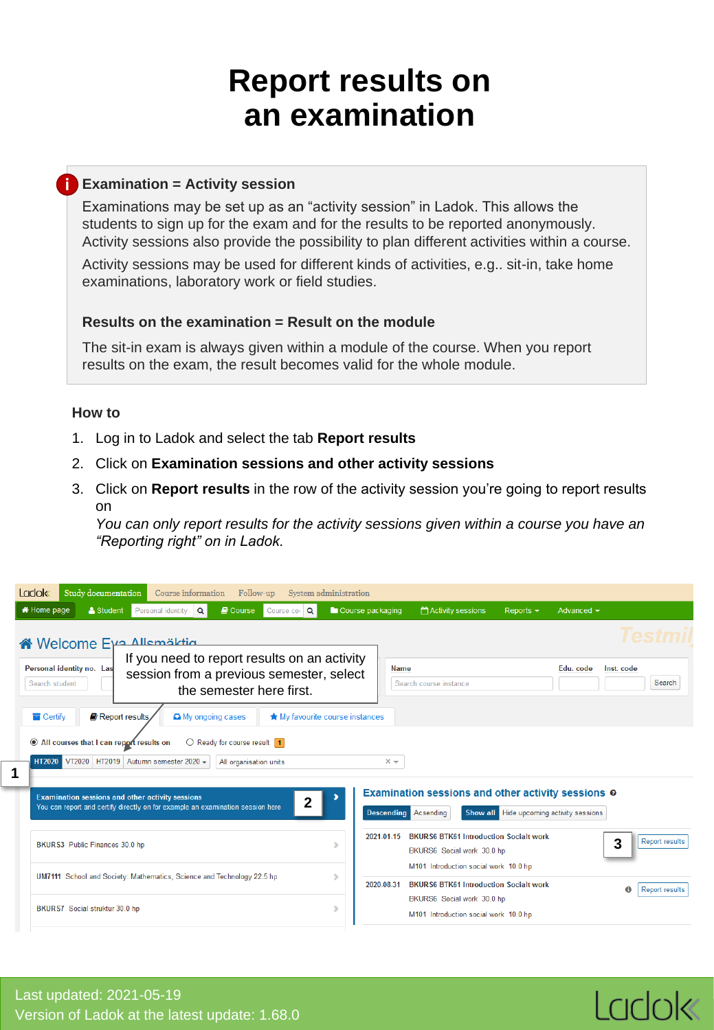# Report results on an examination

### Examination = Activity session

Examinations may be set up as an “activity session” in Ladok. This allows the students to sign up for the exam and for the results to be reported anonymously. Activity sessions also provide the possibility to plan different activities within a course.

Activity sessions may be used for different kinds of activities, e.g.. sit-in, take home examinations, laboratory work or field studies.

### Results on the examination = Result on the module

The sit-in exam is always given within a module of the course. When you report results on the exam, the result becomes valid for the whole module.

## How to

1. Log in to Ladok and select the tab **Report results**
2. Click on **Examination sessions and other activity sessions**
3. Click on **Report results** in the row of the activity session you’re going to report results on
   *You can only report results for the activity sessions given within a course you have an “Reporting right” on in Ladok.*

If you need to report results on an activity session from a previous semester, select the semester here first.

Last updated: 2021-05-19
Version of Ladok at the latest update: 1.68.0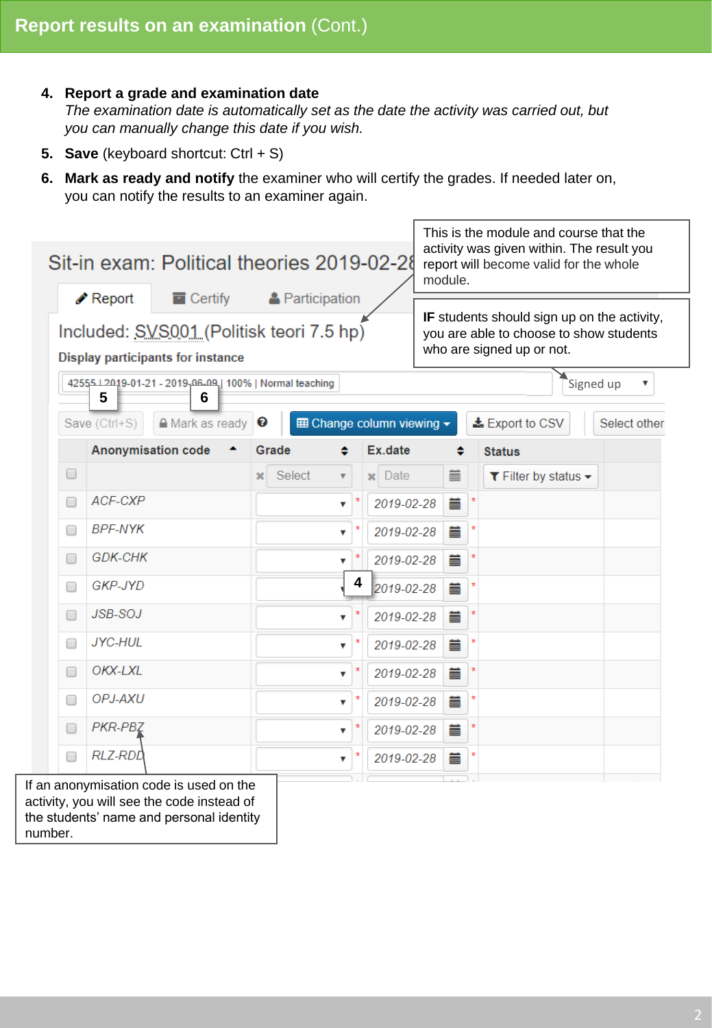# Report results on an examination (Cont.)

4. **Report a grade and examination date**
   *The examination date is automatically set as the date the activity was carried out, but you can manually change this date if you wish.*
5. **Save** (keyboard shortcut: Ctrl + S)
6. **Mark as ready and notify** the examiner who will certify the grades. If needed later on, you can notify the results to an examiner again.

This is the module and course that the activity was given within. The result you report will become valid for the whole module.

**IF** students should sign up on the activity, you are able to choose to show students who are signed up or not.

Sit-in exam: Political theories 2019-02-28

Report | Certify | Participation

Included: SVS001 (Politisk teori 7.5 hp)

Display participants for instance

42555 | 2019-01-21 - 2019-06-09 | 100% | Normal teaching

Signed up

5 Save (Ctrl+S) | 6 Mark as ready | Change column viewing | Export to CSV | Select other

| Anonymisation code | Grade | Ex.date | Status |
|---|---|---|---|
| | Select | Date | Filter by status |
| ACF-CXP | | 2019-02-28 | |
| BPF-NYK | | 2019-02-28 | |
| GDK-CHK | | 2019-02-28 | |
| GKP-JYD | 4 | 2019-02-28 | |
| JSB-SOJ | | 2019-02-28 | |
| JYC-HUL | | 2019-02-28 | |
| OKX-LXL | | 2019-02-28 | |
| OPJ-AXU | | 2019-02-28 | |
| PKR-PBZ | | 2019-02-28 | |
| RLZ-RDD | | 2019-02-28 | |

If an anonymisation code is used on the activity, you will see the code instead of the students' name and personal identity number.